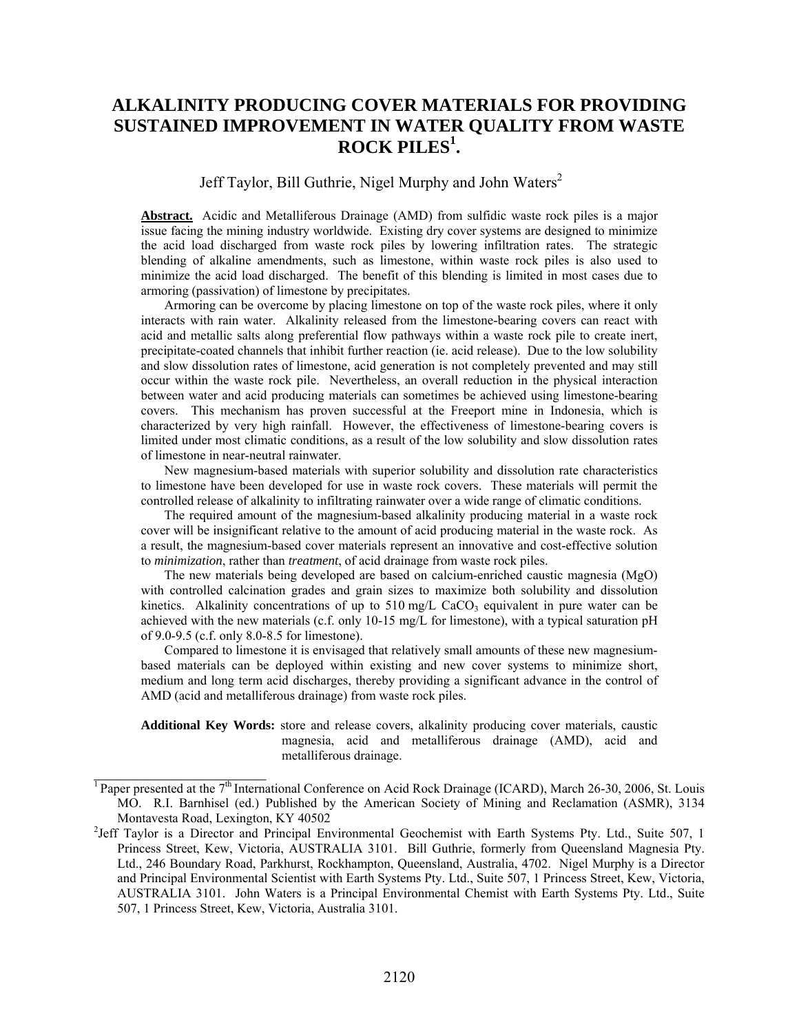# ALKALINITY PRODUCING COVER MATERIALS FOR PROVIDING SUSTAINED IMPROVEMENT IN WATER QUALITY FROM WASTE ROCK PILES[1].

Jeff Taylor, Bill Guthrie, Nigel Murphy and John Waters[2]

**Abstract.** Acidic and Metalliferous Drainage (AMD) from sulfidic waste rock piles is a major issue facing the mining industry worldwide. Existing dry cover systems are designed to minimize the acid load discharged from waste rock piles by lowering infiltration rates. The strategic blending of alkaline amendments, such as limestone, within waste rock piles is also used to minimize the acid load discharged. The benefit of this blending is limited in most cases due to armoring (passivation) of limestone by precipitates.

Armoring can be overcome by placing limestone on top of the waste rock piles, where it only interacts with rain water. Alkalinity released from the limestone-bearing covers can react with acid and metallic salts along preferential flow pathways within a waste rock pile to create inert, precipitate-coated channels that inhibit further reaction (ie. acid release). Due to the low solubility and slow dissolution rates of limestone, acid generation is not completely prevented and may still occur within the waste rock pile. Nevertheless, an overall reduction in the physical interaction between water and acid producing materials can sometimes be achieved using limestone-bearing covers. This mechanism has proven successful at the Freeport mine in Indonesia, which is characterized by very high rainfall. However, the effectiveness of limestone-bearing covers is limited under most climatic conditions, as a result of the low solubility and slow dissolution rates of limestone in near-neutral rainwater.

New magnesium-based materials with superior solubility and dissolution rate characteristics to limestone have been developed for use in waste rock covers. These materials will permit the controlled release of alkalinity to infiltrating rainwater over a wide range of climatic conditions.

The required amount of the magnesium-based alkalinity producing material in a waste rock cover will be insignificant relative to the amount of acid producing material in the waste rock. As a result, the magnesium-based cover materials represent an innovative and cost-effective solution to *minimization*, rather than *treatment*, of acid drainage from waste rock piles.

The new materials being developed are based on calcium-enriched caustic magnesia (MgO) with controlled calcination grades and grain sizes to maximize both solubility and dissolution kinetics. Alkalinity concentrations of up to 510 mg/L $CaCO_3$ equivalent in pure water can be achieved with the new materials (c.f. only 10-15 mg/L for limestone), with a typical saturation pH of 9.0-9.5 (c.f. only 8.0-8.5 for limestone).

Compared to limestone it is envisaged that relatively small amounts of these new magnesium-based materials can be deployed within existing and new cover systems to minimize short, medium and long term acid discharges, thereby providing a significant advance in the control of AMD (acid and metalliferous drainage) from waste rock piles.

**Additional Key Words:** store and release covers, alkalinity producing cover materials, caustic magnesia, acid and metalliferous drainage (AMD), acid and metalliferous drainage.

---

[1] Paper presented at the 7th International Conference on Acid Rock Drainage (ICARD), March 26-30, 2006, St. Louis MO. R.I. Barnhisel (ed.) Published by the American Society of Mining and Reclamation (ASMR), 3134 Montavesta Road, Lexington, KY 40502

[2] Jeff Taylor is a Director and Principal Environmental Geochemist with Earth Systems Pty. Ltd., Suite 507, 1 Princess Street, Kew, Victoria, AUSTRALIA 3101. Bill Guthrie, formerly from Queensland Magnesia Pty. Ltd., 246 Boundary Road, Parkhurst, Rockhampton, Queensland, Australia, 4702. Nigel Murphy is a Director and Principal Environmental Scientist with Earth Systems Pty. Ltd., Suite 507, 1 Princess Street, Kew, Victoria, AUSTRALIA 3101. John Waters is a Principal Environmental Chemist with Earth Systems Pty. Ltd., Suite 507, 1 Princess Street, Kew, Victoria, Australia 3101.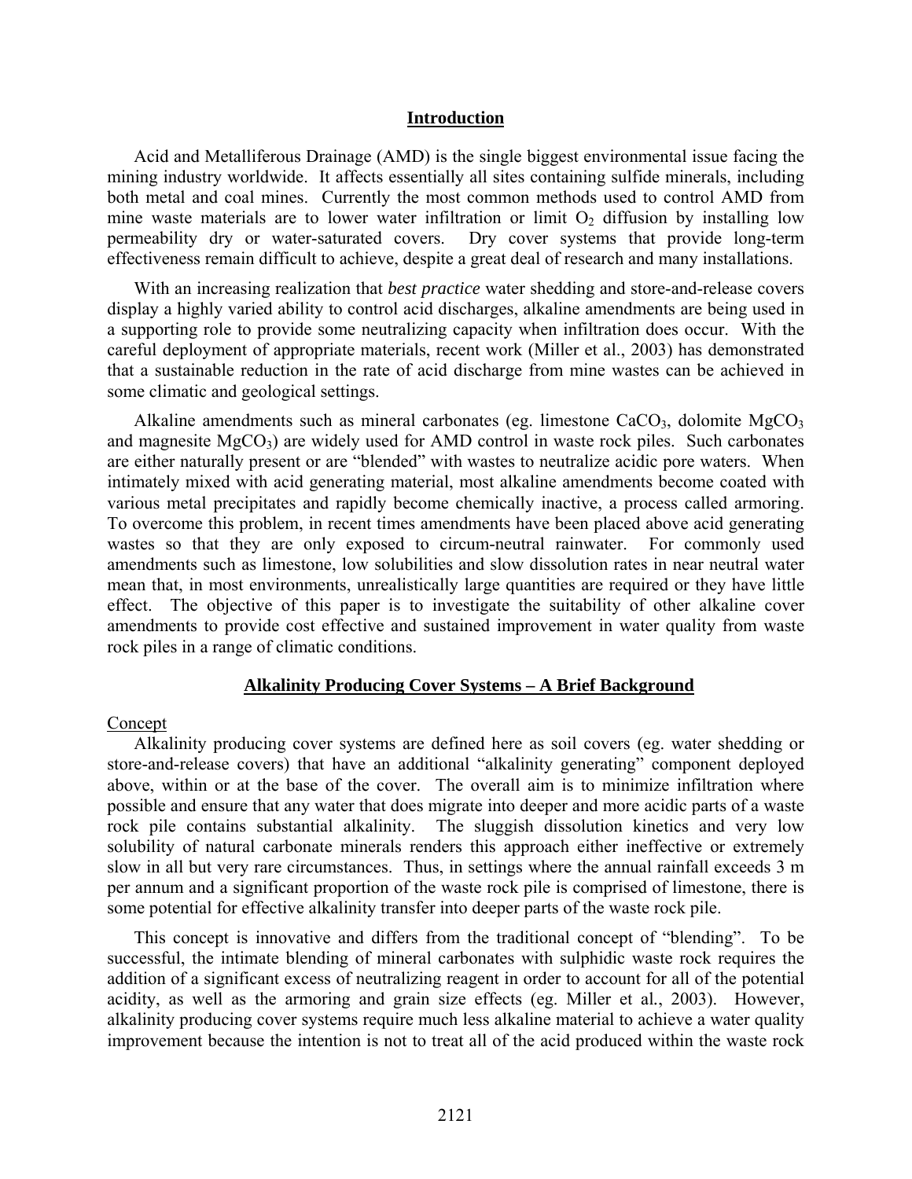## Introduction

Acid and Metalliferous Drainage (AMD) is the single biggest environmental issue facing the mining industry worldwide. It affects essentially all sites containing sulfide minerals, including both metal and coal mines. Currently the most common methods used to control AMD from mine waste materials are to lower water infiltration or limit $O_2$ diffusion by installing low permeability dry or water-saturated covers. Dry cover systems that provide long-term effectiveness remain difficult to achieve, despite a great deal of research and many installations.

With an increasing realization that *best practice* water shedding and store-and-release covers display a highly varied ability to control acid discharges, alkaline amendments are being used in a supporting role to provide some neutralizing capacity when infiltration does occur. With the careful deployment of appropriate materials, recent work (Miller et al., 2003) has demonstrated that a sustainable reduction in the rate of acid discharge from mine wastes can be achieved in some climatic and geological settings.

Alkaline amendments such as mineral carbonates (eg. limestone $CaCO_3$, dolomite $MgCO_3$ and magnesite $MgCO_3$) are widely used for AMD control in waste rock piles. Such carbonates are either naturally present or are "blended" with wastes to neutralize acidic pore waters. When intimately mixed with acid generating material, most alkaline amendments become coated with various metal precipitates and rapidly become chemically inactive, a process called armoring. To overcome this problem, in recent times amendments have been placed above acid generating wastes so that they are only exposed to circum-neutral rainwater. For commonly used amendments such as limestone, low solubilities and slow dissolution rates in near neutral water mean that, in most environments, unrealistically large quantities are required or they have little effect. The objective of this paper is to investigate the suitability of other alkaline cover amendments to provide cost effective and sustained improvement in water quality from waste rock piles in a range of climatic conditions.

## Alkalinity Producing Cover Systems – A Brief Background

### Concept

Alkalinity producing cover systems are defined here as soil covers (eg. water shedding or store-and-release covers) that have an additional "alkalinity generating" component deployed above, within or at the base of the cover. The overall aim is to minimize infiltration where possible and ensure that any water that does migrate into deeper and more acidic parts of a waste rock pile contains substantial alkalinity. The sluggish dissolution kinetics and very low solubility of natural carbonate minerals renders this approach either ineffective or extremely slow in all but very rare circumstances. Thus, in settings where the annual rainfall exceeds 3 m per annum and a significant proportion of the waste rock pile is comprised of limestone, there is some potential for effective alkalinity transfer into deeper parts of the waste rock pile.

This concept is innovative and differs from the traditional concept of "blending". To be successful, the intimate blending of mineral carbonates with sulphidic waste rock requires the addition of a significant excess of neutralizing reagent in order to account for all of the potential acidity, as well as the armoring and grain size effects (eg. Miller et al., 2003). However, alkalinity producing cover systems require much less alkaline material to achieve a water quality improvement because the intention is not to treat all of the acid produced within the waste rock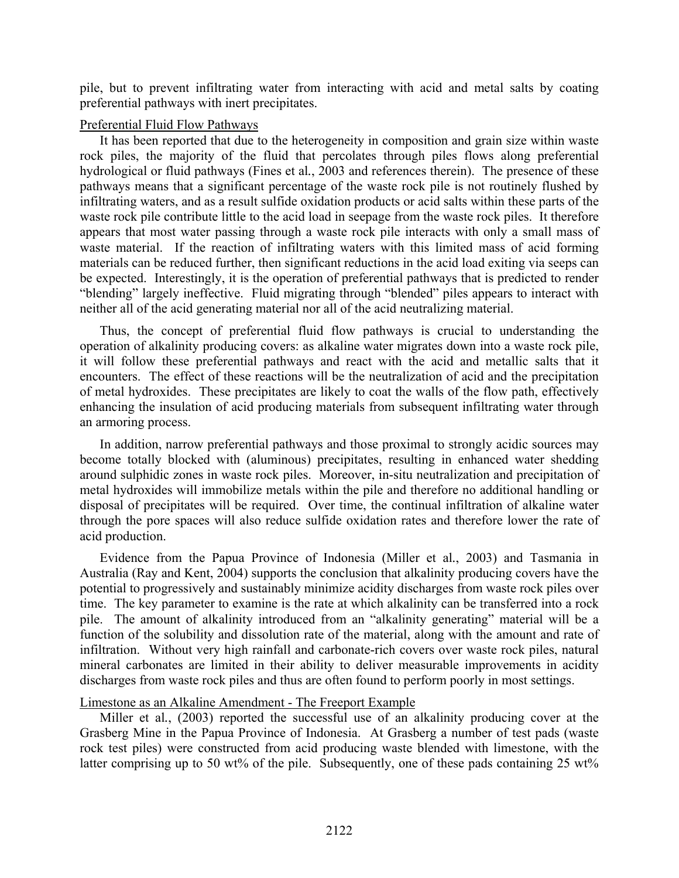pile, but to prevent infiltrating water from interacting with acid and metal salts by coating preferential pathways with inert precipitates.

Preferential Fluid Flow Pathways

It has been reported that due to the heterogeneity in composition and grain size within waste rock piles, the majority of the fluid that percolates through piles flows along preferential hydrological or fluid pathways (Fines et al., 2003 and references therein). The presence of these pathways means that a significant percentage of the waste rock pile is not routinely flushed by infiltrating waters, and as a result sulfide oxidation products or acid salts within these parts of the waste rock pile contribute little to the acid load in seepage from the waste rock piles. It therefore appears that most water passing through a waste rock pile interacts with only a small mass of waste material. If the reaction of infiltrating waters with this limited mass of acid forming materials can be reduced further, then significant reductions in the acid load exiting via seeps can be expected. Interestingly, it is the operation of preferential pathways that is predicted to render "blending" largely ineffective. Fluid migrating through "blended" piles appears to interact with neither all of the acid generating material nor all of the acid neutralizing material.

Thus, the concept of preferential fluid flow pathways is crucial to understanding the operation of alkalinity producing covers: as alkaline water migrates down into a waste rock pile, it will follow these preferential pathways and react with the acid and metallic salts that it encounters. The effect of these reactions will be the neutralization of acid and the precipitation of metal hydroxides. These precipitates are likely to coat the walls of the flow path, effectively enhancing the insulation of acid producing materials from subsequent infiltrating water through an armoring process.

In addition, narrow preferential pathways and those proximal to strongly acidic sources may become totally blocked with (aluminous) precipitates, resulting in enhanced water shedding around sulphidic zones in waste rock piles. Moreover, in-situ neutralization and precipitation of metal hydroxides will immobilize metals within the pile and therefore no additional handling or disposal of precipitates will be required. Over time, the continual infiltration of alkaline water through the pore spaces will also reduce sulfide oxidation rates and therefore lower the rate of acid production.

Evidence from the Papua Province of Indonesia (Miller et al., 2003) and Tasmania in Australia (Ray and Kent, 2004) supports the conclusion that alkalinity producing covers have the potential to progressively and sustainably minimize acidity discharges from waste rock piles over time. The key parameter to examine is the rate at which alkalinity can be transferred into a rock pile. The amount of alkalinity introduced from an "alkalinity generating" material will be a function of the solubility and dissolution rate of the material, along with the amount and rate of infiltration. Without very high rainfall and carbonate-rich covers over waste rock piles, natural mineral carbonates are limited in their ability to deliver measurable improvements in acidity discharges from waste rock piles and thus are often found to perform poorly in most settings.

Limestone as an Alkaline Amendment - The Freeport Example

Miller et al., (2003) reported the successful use of an alkalinity producing cover at the Grasberg Mine in the Papua Province of Indonesia. At Grasberg a number of test pads (waste rock test piles) were constructed from acid producing waste blended with limestone, with the latter comprising up to 50 wt% of the pile. Subsequently, one of these pads containing 25 wt%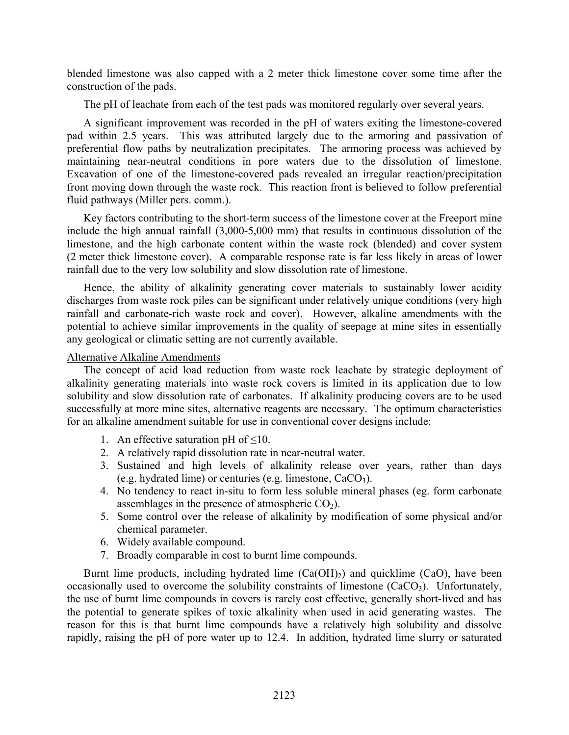blended limestone was also capped with a 2 meter thick limestone cover some time after the construction of the pads.

The pH of leachate from each of the test pads was monitored regularly over several years.

A significant improvement was recorded in the pH of waters exiting the limestone-covered pad within 2.5 years. This was attributed largely due to the armoring and passivation of preferential flow paths by neutralization precipitates. The armoring process was achieved by maintaining near-neutral conditions in pore waters due to the dissolution of limestone. Excavation of one of the limestone-covered pads revealed an irregular reaction/precipitation front moving down through the waste rock. This reaction front is believed to follow preferential fluid pathways (Miller pers. comm.).

Key factors contributing to the short-term success of the limestone cover at the Freeport mine include the high annual rainfall (3,000-5,000 mm) that results in continuous dissolution of the limestone, and the high carbonate content within the waste rock (blended) and cover system (2 meter thick limestone cover). A comparable response rate is far less likely in areas of lower rainfall due to the very low solubility and slow dissolution rate of limestone.

Hence, the ability of alkalinity generating cover materials to sustainably lower acidity discharges from waste rock piles can be significant under relatively unique conditions (very high rainfall and carbonate-rich waste rock and cover). However, alkaline amendments with the potential to achieve similar improvements in the quality of seepage at mine sites in essentially any geological or climatic setting are not currently available.

## Alternative Alkaline Amendments

The concept of acid load reduction from waste rock leachate by strategic deployment of alkalinity generating materials into waste rock covers is limited in its application due to low solubility and slow dissolution rate of carbonates. If alkalinity producing covers are to be used successfully at more mine sites, alternative reagents are necessary. The optimum characteristics for an alkaline amendment suitable for use in conventional cover designs include:

1. An effective saturation pH of ≤10.
2. A relatively rapid dissolution rate in near-neutral water.
3. Sustained and high levels of alkalinity release over years, rather than days (e.g. hydrated lime) or centuries (e.g. limestone, $CaCO_3$).
4. No tendency to react in-situ to form less soluble mineral phases (eg. form carbonate assemblages in the presence of atmospheric $CO_2$).
5. Some control over the release of alkalinity by modification of some physical and/or chemical parameter.
6. Widely available compound.
7. Broadly comparable in cost to burnt lime compounds.

Burnt lime products, including hydrated lime ($Ca(OH)_2$) and quicklime (CaO), have been occasionally used to overcome the solubility constraints of limestone ($CaCO_3$). Unfortunately, the use of burnt lime compounds in covers is rarely cost effective, generally short-lived and has the potential to generate spikes of toxic alkalinity when used in acid generating wastes. The reason for this is that burnt lime compounds have a relatively high solubility and dissolve rapidly, raising the pH of pore water up to 12.4. In addition, hydrated lime slurry or saturated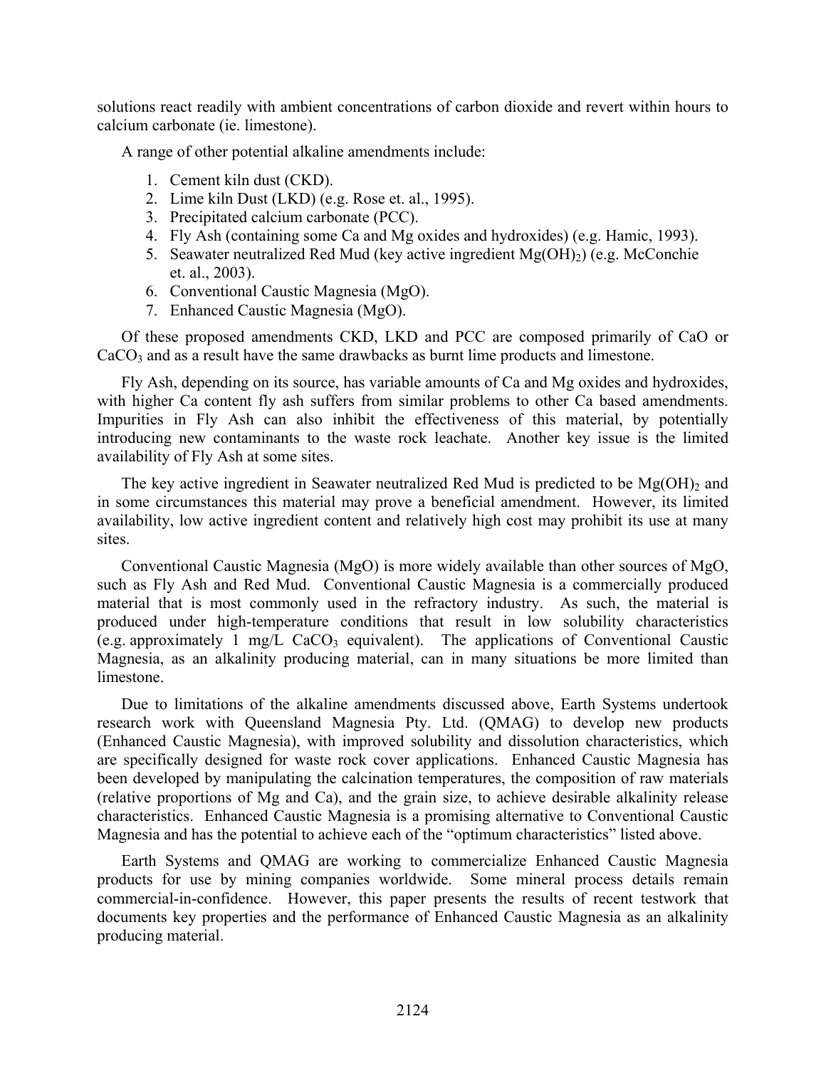solutions react readily with ambient concentrations of carbon dioxide and revert within hours to calcium carbonate (ie. limestone).

A range of other potential alkaline amendments include:

1. Cement kiln dust (CKD).
2. Lime kiln Dust (LKD) (e.g. Rose et. al., 1995).
3. Precipitated calcium carbonate (PCC).
4. Fly Ash (containing some Ca and Mg oxides and hydroxides) (e.g. Hamic, 1993).
5. Seawater neutralized Red Mud (key active ingredient $Mg(OH)_2$) (e.g. McConchie et. al., 2003).
6. Conventional Caustic Magnesia (MgO).
7. Enhanced Caustic Magnesia (MgO).

Of these proposed amendments CKD, LKD and PCC are composed primarily of CaO or $CaCO_3$ and as a result have the same drawbacks as burnt lime products and limestone.

Fly Ash, depending on its source, has variable amounts of Ca and Mg oxides and hydroxides, with higher Ca content fly ash suffers from similar problems to other Ca based amendments. Impurities in Fly Ash can also inhibit the effectiveness of this material, by potentially introducing new contaminants to the waste rock leachate. Another key issue is the limited availability of Fly Ash at some sites.

The key active ingredient in Seawater neutralized Red Mud is predicted to be $Mg(OH)_2$ and in some circumstances this material may prove a beneficial amendment. However, its limited availability, low active ingredient content and relatively high cost may prohibit its use at many sites.

Conventional Caustic Magnesia (MgO) is more widely available than other sources of MgO, such as Fly Ash and Red Mud. Conventional Caustic Magnesia is a commercially produced material that is most commonly used in the refractory industry. As such, the material is produced under high-temperature conditions that result in low solubility characteristics (e.g. approximately 1 mg/L $CaCO_3$ equivalent). The applications of Conventional Caustic Magnesia, as an alkalinity producing material, can in many situations be more limited than limestone.

Due to limitations of the alkaline amendments discussed above, Earth Systems undertook research work with Queensland Magnesia Pty. Ltd. (QMAG) to develop new products (Enhanced Caustic Magnesia), with improved solubility and dissolution characteristics, which are specifically designed for waste rock cover applications. Enhanced Caustic Magnesia has been developed by manipulating the calcination temperatures, the composition of raw materials (relative proportions of Mg and Ca), and the grain size, to achieve desirable alkalinity release characteristics. Enhanced Caustic Magnesia is a promising alternative to Conventional Caustic Magnesia and has the potential to achieve each of the "optimum characteristics" listed above.

Earth Systems and QMAG are working to commercialize Enhanced Caustic Magnesia products for use by mining companies worldwide. Some mineral process details remain commercial-in-confidence. However, this paper presents the results of recent testwork that documents key properties and the performance of Enhanced Caustic Magnesia as an alkalinity producing material.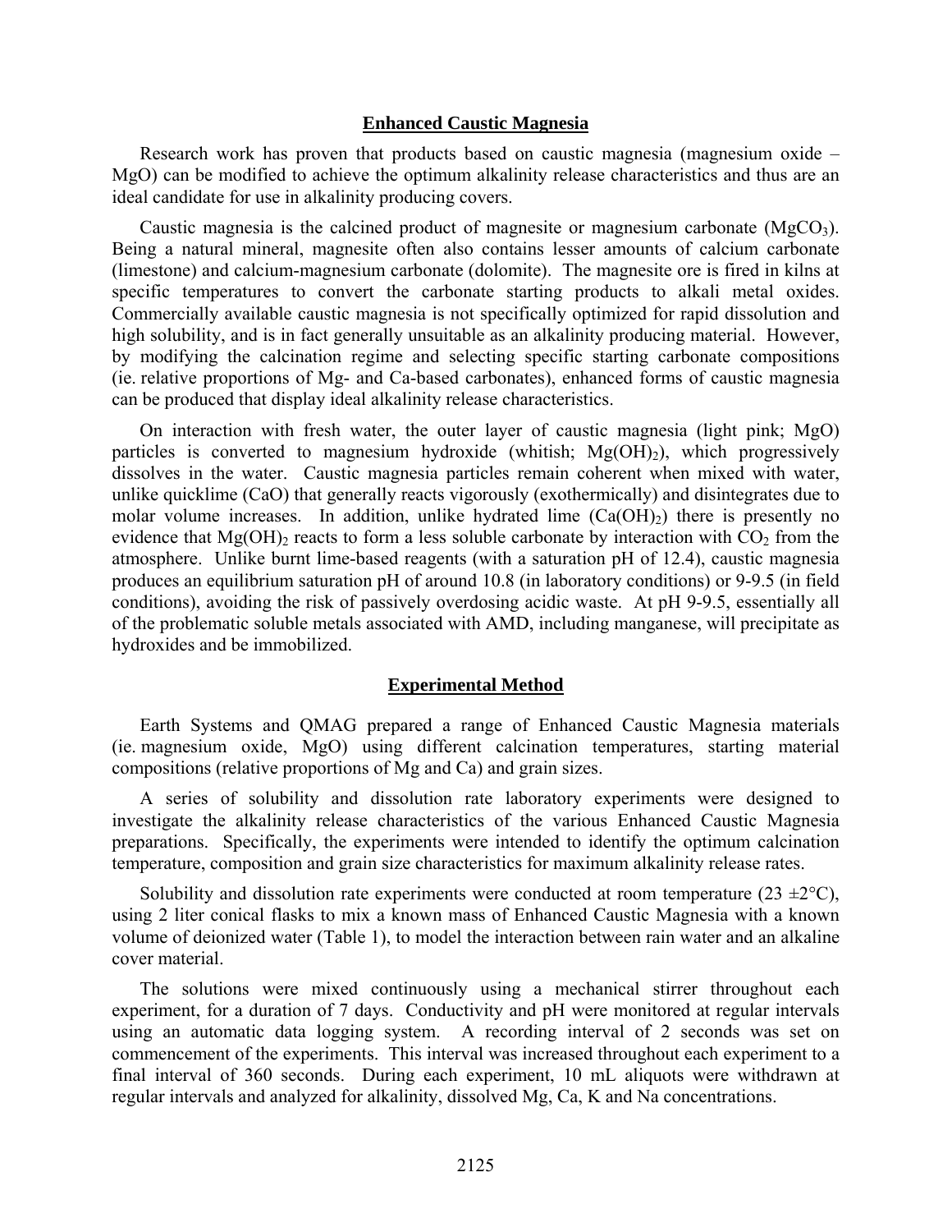## Enhanced Caustic Magnesia

Research work has proven that products based on caustic magnesia (magnesium oxide – MgO) can be modified to achieve the optimum alkalinity release characteristics and thus are an ideal candidate for use in alkalinity producing covers.

Caustic magnesia is the calcined product of magnesite or magnesium carbonate ($MgCO_3$). Being a natural mineral, magnesite often also contains lesser amounts of calcium carbonate (limestone) and calcium-magnesium carbonate (dolomite). The magnesite ore is fired in kilns at specific temperatures to convert the carbonate starting products to alkali metal oxides. Commercially available caustic magnesia is not specifically optimized for rapid dissolution and high solubility, and is in fact generally unsuitable as an alkalinity producing material. However, by modifying the calcination regime and selecting specific starting carbonate compositions (ie. relative proportions of Mg- and Ca-based carbonates), enhanced forms of caustic magnesia can be produced that display ideal alkalinity release characteristics.

On interaction with fresh water, the outer layer of caustic magnesia (light pink; MgO) particles is converted to magnesium hydroxide (whitish; $Mg(OH)_2$), which progressively dissolves in the water. Caustic magnesia particles remain coherent when mixed with water, unlike quicklime (CaO) that generally reacts vigorously (exothermically) and disintegrates due to molar volume increases. In addition, unlike hydrated lime ($Ca(OH)_2$) there is presently no evidence that $Mg(OH)_2$ reacts to form a less soluble carbonate by interaction with $CO_2$ from the atmosphere. Unlike burnt lime-based reagents (with a saturation pH of 12.4), caustic magnesia produces an equilibrium saturation pH of around 10.8 (in laboratory conditions) or 9-9.5 (in field conditions), avoiding the risk of passively overdosing acidic waste. At pH 9-9.5, essentially all of the problematic soluble metals associated with AMD, including manganese, will precipitate as hydroxides and be immobilized.

## Experimental Method

Earth Systems and QMAG prepared a range of Enhanced Caustic Magnesia materials (ie. magnesium oxide, MgO) using different calcination temperatures, starting material compositions (relative proportions of Mg and Ca) and grain sizes.

A series of solubility and dissolution rate laboratory experiments were designed to investigate the alkalinity release characteristics of the various Enhanced Caustic Magnesia preparations. Specifically, the experiments were intended to identify the optimum calcination temperature, composition and grain size characteristics for maximum alkalinity release rates.

Solubility and dissolution rate experiments were conducted at room temperature (23 ±2°C), using 2 liter conical flasks to mix a known mass of Enhanced Caustic Magnesia with a known volume of deionized water (Table 1), to model the interaction between rain water and an alkaline cover material.

The solutions were mixed continuously using a mechanical stirrer throughout each experiment, for a duration of 7 days. Conductivity and pH were monitored at regular intervals using an automatic data logging system. A recording interval of 2 seconds was set on commencement of the experiments. This interval was increased throughout each experiment to a final interval of 360 seconds. During each experiment, 10 mL aliquots were withdrawn at regular intervals and analyzed for alkalinity, dissolved Mg, Ca, K and Na concentrations.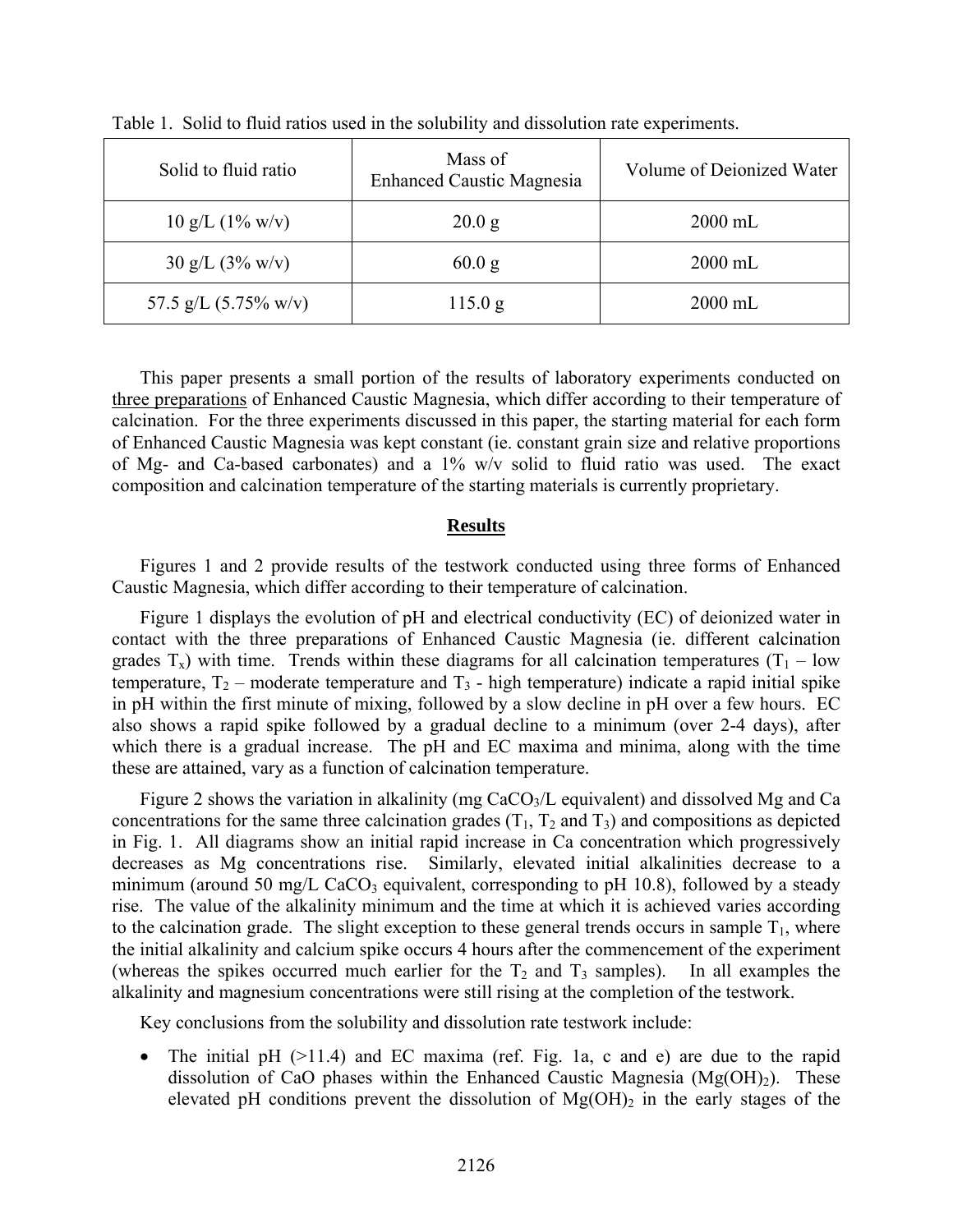Table 1. Solid to fluid ratios used in the solubility and dissolution rate experiments.

| Solid to fluid ratio | Mass of Enhanced Caustic Magnesia | Volume of Deionized Water |
| --- | --- | --- |
| 10 g/L (1% w/v) | 20.0 g | 2000 mL |
| 30 g/L (3% w/v) | 60.0 g | 2000 mL |
| 57.5 g/L (5.75% w/v) | 115.0 g | 2000 mL |

This paper presents a small portion of the results of laboratory experiments conducted on three preparations of Enhanced Caustic Magnesia, which differ according to their temperature of calcination. For the three experiments discussed in this paper, the starting material for each form of Enhanced Caustic Magnesia was kept constant (ie. constant grain size and relative proportions of Mg- and Ca-based carbonates) and a 1% w/v solid to fluid ratio was used. The exact composition and calcination temperature of the starting materials is currently proprietary.

## Results

Figures 1 and 2 provide results of the testwork conducted using three forms of Enhanced Caustic Magnesia, which differ according to their temperature of calcination.

Figure 1 displays the evolution of pH and electrical conductivity (EC) of deionized water in contact with the three preparations of Enhanced Caustic Magnesia (ie. different calcination grades $T_x$) with time. Trends within these diagrams for all calcination temperatures ($T_1$ – low temperature, $T_2$ – moderate temperature and $T_3$ - high temperature) indicate a rapid initial spike in pH within the first minute of mixing, followed by a slow decline in pH over a few hours. EC also shows a rapid spike followed by a gradual decline to a minimum (over 2-4 days), after which there is a gradual increase. The pH and EC maxima and minima, along with the time these are attained, vary as a function of calcination temperature.

Figure 2 shows the variation in alkalinity (mg $CaCO_3$/L equivalent) and dissolved Mg and Ca concentrations for the same three calcination grades ($T_1$, $T_2$ and $T_3$) and compositions as depicted in Fig. 1. All diagrams show an initial rapid increase in Ca concentration which progressively decreases as Mg concentrations rise. Similarly, elevated initial alkalinities decrease to a minimum (around 50 mg/L $CaCO_3$ equivalent, corresponding to pH 10.8), followed by a steady rise. The value of the alkalinity minimum and the time at which it is achieved varies according to the calcination grade. The slight exception to these general trends occurs in sample $T_1$, where the initial alkalinity and calcium spike occurs 4 hours after the commencement of the experiment (whereas the spikes occurred much earlier for the $T_2$ and $T_3$ samples). In all examples the alkalinity and magnesium concentrations were still rising at the completion of the testwork.

Key conclusions from the solubility and dissolution rate testwork include:

- The initial pH (>11.4) and EC maxima (ref. Fig. 1a, c and e) are due to the rapid dissolution of CaO phases within the Enhanced Caustic Magnesia ($Mg(OH)_2$). These elevated pH conditions prevent the dissolution of $Mg(OH)_2$ in the early stages of the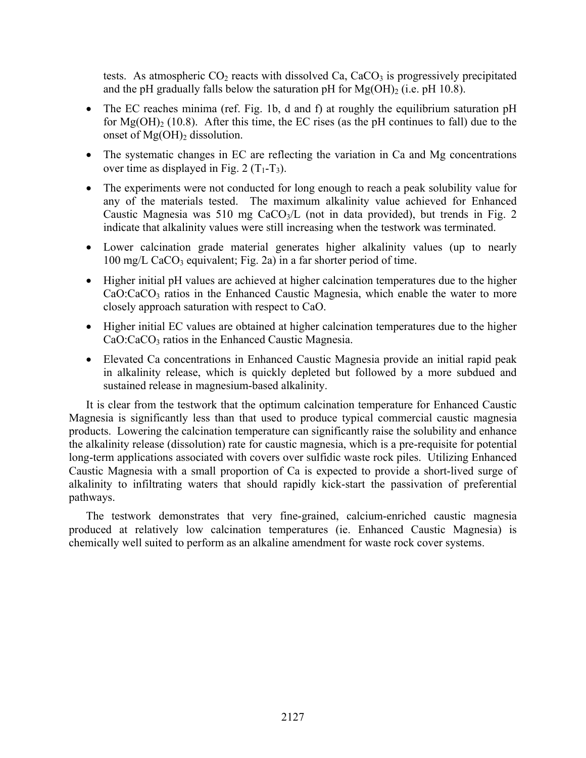tests. As atmospheric $CO_2$ reacts with dissolved Ca, $CaCO_3$ is progressively precipitated and the pH gradually falls below the saturation pH for $Mg(OH)_2$ (i.e. pH 10.8).

- The EC reaches minima (ref. Fig. 1b, d and f) at roughly the equilibrium saturation pH for $Mg(OH)_2$ (10.8). After this time, the EC rises (as the pH continues to fall) due to the onset of $Mg(OH)_2$ dissolution.
- The systematic changes in EC are reflecting the variation in Ca and Mg concentrations over time as displayed in Fig. 2 ($T_1$-$T_3$).
- The experiments were not conducted for long enough to reach a peak solubility value for any of the materials tested. The maximum alkalinity value achieved for Enhanced Caustic Magnesia was 510 mg $CaCO_3$/L (not in data provided), but trends in Fig. 2 indicate that alkalinity values were still increasing when the testwork was terminated.
- Lower calcination grade material generates higher alkalinity values (up to nearly 100 mg/L $CaCO_3$ equivalent; Fig. 2a) in a far shorter period of time.
- Higher initial pH values are achieved at higher calcination temperatures due to the higher $CaO$:$CaCO_3$ ratios in the Enhanced Caustic Magnesia, which enable the water to more closely approach saturation with respect to CaO.
- Higher initial EC values are obtained at higher calcination temperatures due to the higher $CaO$:$CaCO_3$ ratios in the Enhanced Caustic Magnesia.
- Elevated Ca concentrations in Enhanced Caustic Magnesia provide an initial rapid peak in alkalinity release, which is quickly depleted but followed by a more subdued and sustained release in magnesium-based alkalinity.

It is clear from the testwork that the optimum calcination temperature for Enhanced Caustic Magnesia is significantly less than that used to produce typical commercial caustic magnesia products. Lowering the calcination temperature can significantly raise the solubility and enhance the alkalinity release (dissolution) rate for caustic magnesia, which is a pre-requisite for potential long-term applications associated with covers over sulfidic waste rock piles. Utilizing Enhanced Caustic Magnesia with a small proportion of Ca is expected to provide a short-lived surge of alkalinity to infiltrating waters that should rapidly kick-start the passivation of preferential pathways.

The testwork demonstrates that very fine-grained, calcium-enriched caustic magnesia produced at relatively low calcination temperatures (ie. Enhanced Caustic Magnesia) is chemically well suited to perform as an alkaline amendment for waste rock cover systems.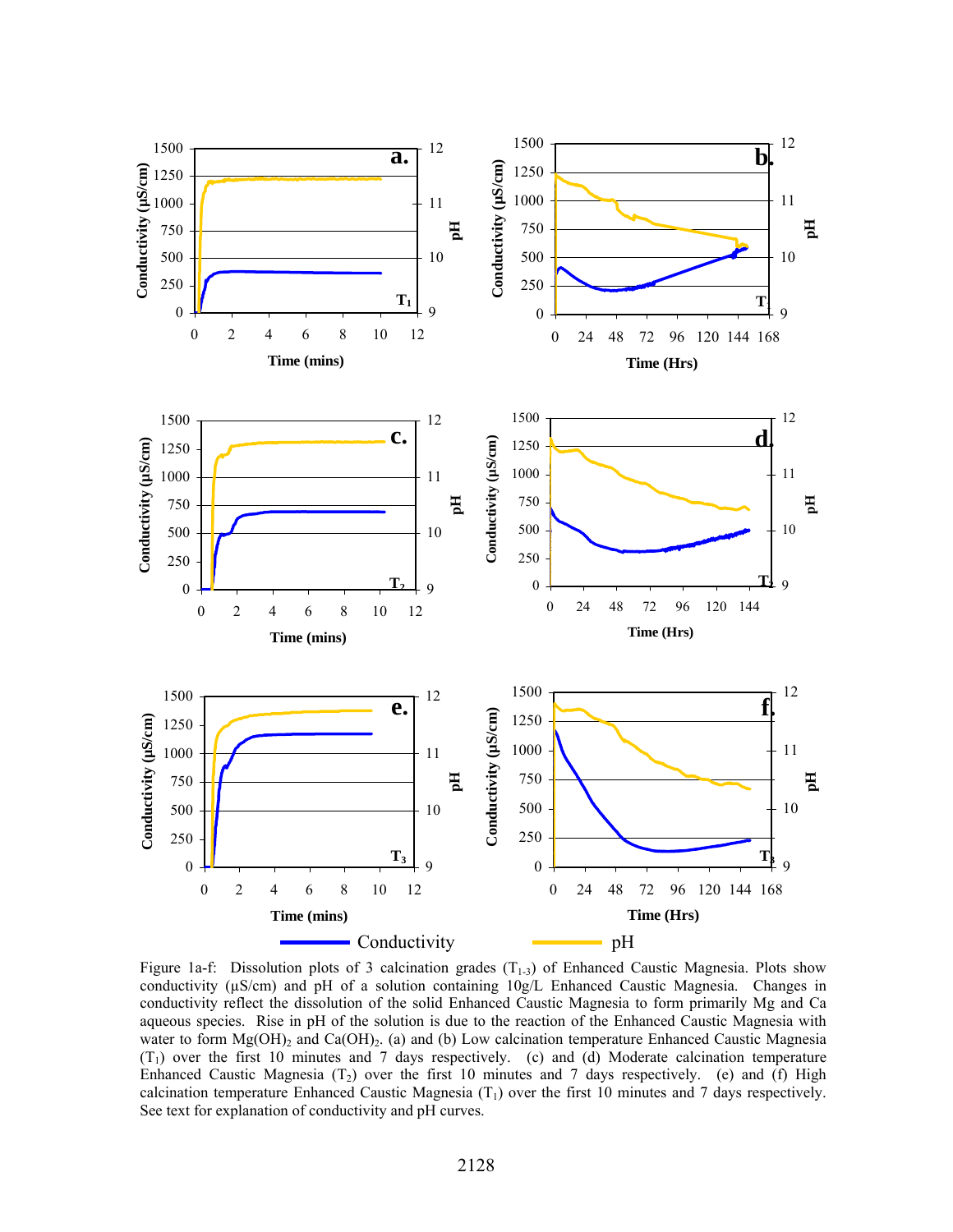Figure 1a-f: Dissolution plots of 3 calcination grades ($T_{1-3}$) of Enhanced Caustic Magnesia. Plots show conductivity (µS/cm) and pH of a solution containing 10g/L Enhanced Caustic Magnesia. Changes in conductivity reflect the dissolution of the solid Enhanced Caustic Magnesia to form primarily Mg and Ca aqueous species. Rise in pH of the solution is due to the reaction of the Enhanced Caustic Magnesia with water to form $Mg(OH)_2$ and $Ca(OH)_2$. (a) and (b) Low calcination temperature Enhanced Caustic Magnesia ($T_1$) over the first 10 minutes and 7 days respectively. (c) and (d) Moderate calcination temperature Enhanced Caustic Magnesia ($T_2$) over the first 10 minutes and 7 days respectively. (e) and (f) High calcination temperature Enhanced Caustic Magnesia ($T_1$) over the first 10 minutes and 7 days respectively. See text for explanation of conductivity and pH curves.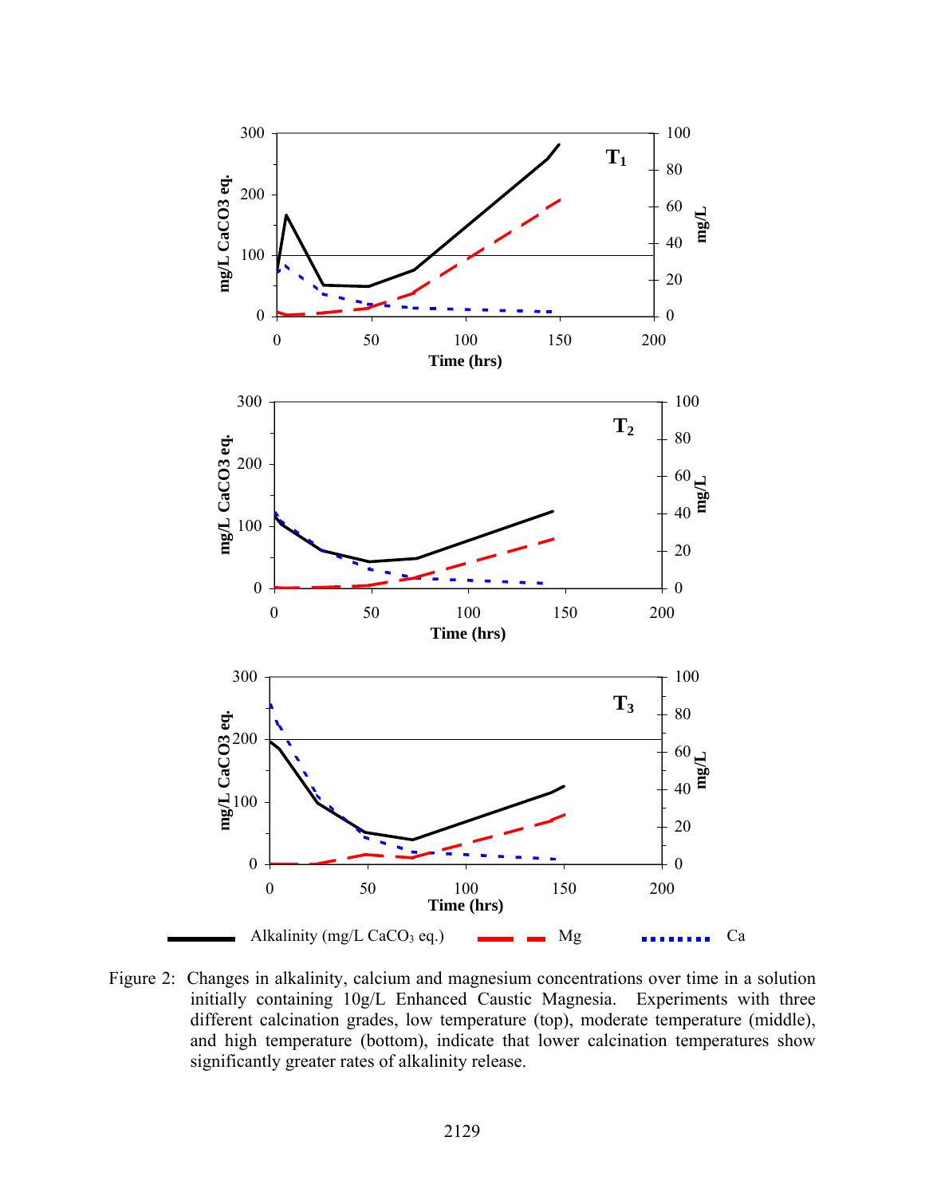Figure 2: Changes in alkalinity, calcium and magnesium concentrations over time in a solution initially containing 10g/L Enhanced Caustic Magnesia. Experiments with three different calcination grades, low temperature (top), moderate temperature (middle), and high temperature (bottom), indicate that lower calcination temperatures show significantly greater rates of alkalinity release.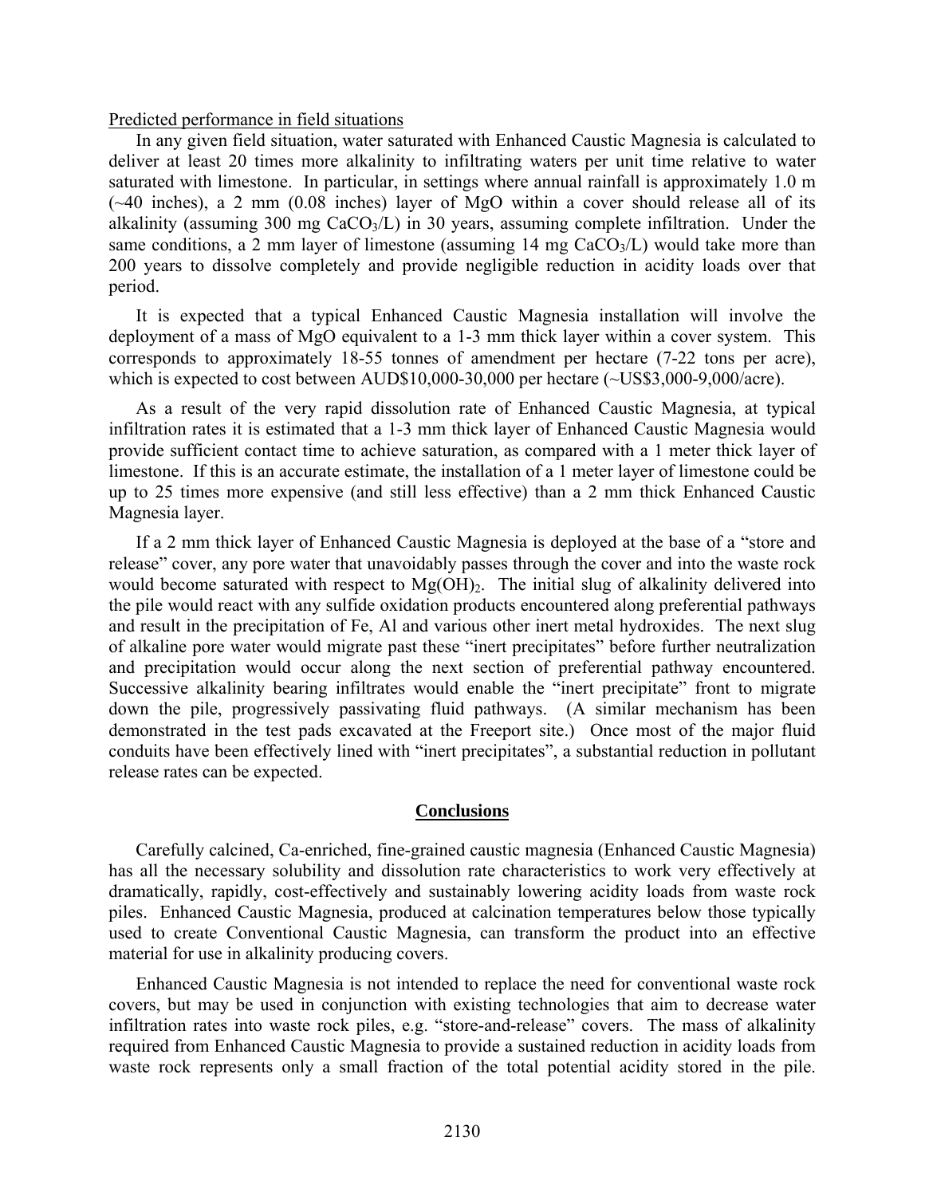Predicted performance in field situations

In any given field situation, water saturated with Enhanced Caustic Magnesia is calculated to deliver at least 20 times more alkalinity to infiltrating waters per unit time relative to water saturated with limestone. In particular, in settings where annual rainfall is approximately 1.0 m (~40 inches), a 2 mm (0.08 inches) layer of MgO within a cover should release all of its alkalinity (assuming 300 mg $CaCO_3$/L) in 30 years, assuming complete infiltration. Under the same conditions, a 2 mm layer of limestone (assuming 14 mg $CaCO_3$/L) would take more than 200 years to dissolve completely and provide negligible reduction in acidity loads over that period.

It is expected that a typical Enhanced Caustic Magnesia installation will involve the deployment of a mass of MgO equivalent to a 1-3 mm thick layer within a cover system. This corresponds to approximately 18-55 tonnes of amendment per hectare (7-22 tons per acre), which is expected to cost between AUD$10,000-30,000 per hectare (~US$3,000-9,000/acre).

As a result of the very rapid dissolution rate of Enhanced Caustic Magnesia, at typical infiltration rates it is estimated that a 1-3 mm thick layer of Enhanced Caustic Magnesia would provide sufficient contact time to achieve saturation, as compared with a 1 meter thick layer of limestone. If this is an accurate estimate, the installation of a 1 meter layer of limestone could be up to 25 times more expensive (and still less effective) than a 2 mm thick Enhanced Caustic Magnesia layer.

If a 2 mm thick layer of Enhanced Caustic Magnesia is deployed at the base of a "store and release" cover, any pore water that unavoidably passes through the cover and into the waste rock would become saturated with respect to $Mg(OH)_2$. The initial slug of alkalinity delivered into the pile would react with any sulfide oxidation products encountered along preferential pathways and result in the precipitation of Fe, Al and various other inert metal hydroxides. The next slug of alkaline pore water would migrate past these "inert precipitates" before further neutralization and precipitation would occur along the next section of preferential pathway encountered. Successive alkalinity bearing infiltrates would enable the "inert precipitate" front to migrate down the pile, progressively passivating fluid pathways. (A similar mechanism has been demonstrated in the test pads excavated at the Freeport site.) Once most of the major fluid conduits have been effectively lined with "inert precipitates", a substantial reduction in pollutant release rates can be expected.

## Conclusions

Carefully calcined, Ca-enriched, fine-grained caustic magnesia (Enhanced Caustic Magnesia) has all the necessary solubility and dissolution rate characteristics to work very effectively at dramatically, rapidly, cost-effectively and sustainably lowering acidity loads from waste rock piles. Enhanced Caustic Magnesia, produced at calcination temperatures below those typically used to create Conventional Caustic Magnesia, can transform the product into an effective material for use in alkalinity producing covers.

Enhanced Caustic Magnesia is not intended to replace the need for conventional waste rock covers, but may be used in conjunction with existing technologies that aim to decrease water infiltration rates into waste rock piles, e.g. "store-and-release" covers. The mass of alkalinity required from Enhanced Caustic Magnesia to provide a sustained reduction in acidity loads from waste rock represents only a small fraction of the total potential acidity stored in the pile.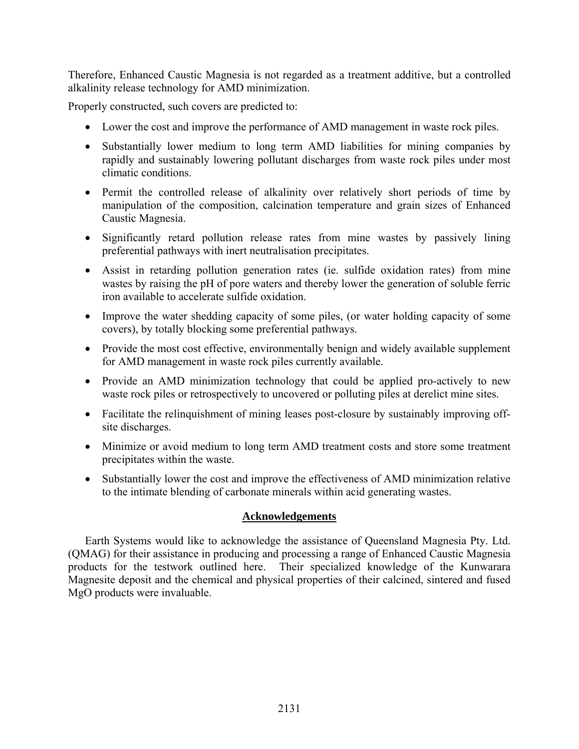Therefore, Enhanced Caustic Magnesia is not regarded as a treatment additive, but a controlled alkalinity release technology for AMD minimization.

Properly constructed, such covers are predicted to:

- Lower the cost and improve the performance of AMD management in waste rock piles.
- Substantially lower medium to long term AMD liabilities for mining companies by rapidly and sustainably lowering pollutant discharges from waste rock piles under most climatic conditions.
- Permit the controlled release of alkalinity over relatively short periods of time by manipulation of the composition, calcination temperature and grain sizes of Enhanced Caustic Magnesia.
- Significantly retard pollution release rates from mine wastes by passively lining preferential pathways with inert neutralisation precipitates.
- Assist in retarding pollution generation rates (ie. sulfide oxidation rates) from mine wastes by raising the pH of pore waters and thereby lower the generation of soluble ferric iron available to accelerate sulfide oxidation.
- Improve the water shedding capacity of some piles, (or water holding capacity of some covers), by totally blocking some preferential pathways.
- Provide the most cost effective, environmentally benign and widely available supplement for AMD management in waste rock piles currently available.
- Provide an AMD minimization technology that could be applied pro-actively to new waste rock piles or retrospectively to uncovered or polluting piles at derelict mine sites.
- Facilitate the relinquishment of mining leases post-closure by sustainably improving off-site discharges.
- Minimize or avoid medium to long term AMD treatment costs and store some treatment precipitates within the waste.
- Substantially lower the cost and improve the effectiveness of AMD minimization relative to the intimate blending of carbonate minerals within acid generating wastes.

## Acknowledgements

Earth Systems would like to acknowledge the assistance of Queensland Magnesia Pty. Ltd. (QMAG) for their assistance in producing and processing a range of Enhanced Caustic Magnesia products for the testwork outlined here. Their specialized knowledge of the Kunwarara Magnesite deposit and the chemical and physical properties of their calcined, sintered and fused MgO products were invaluable.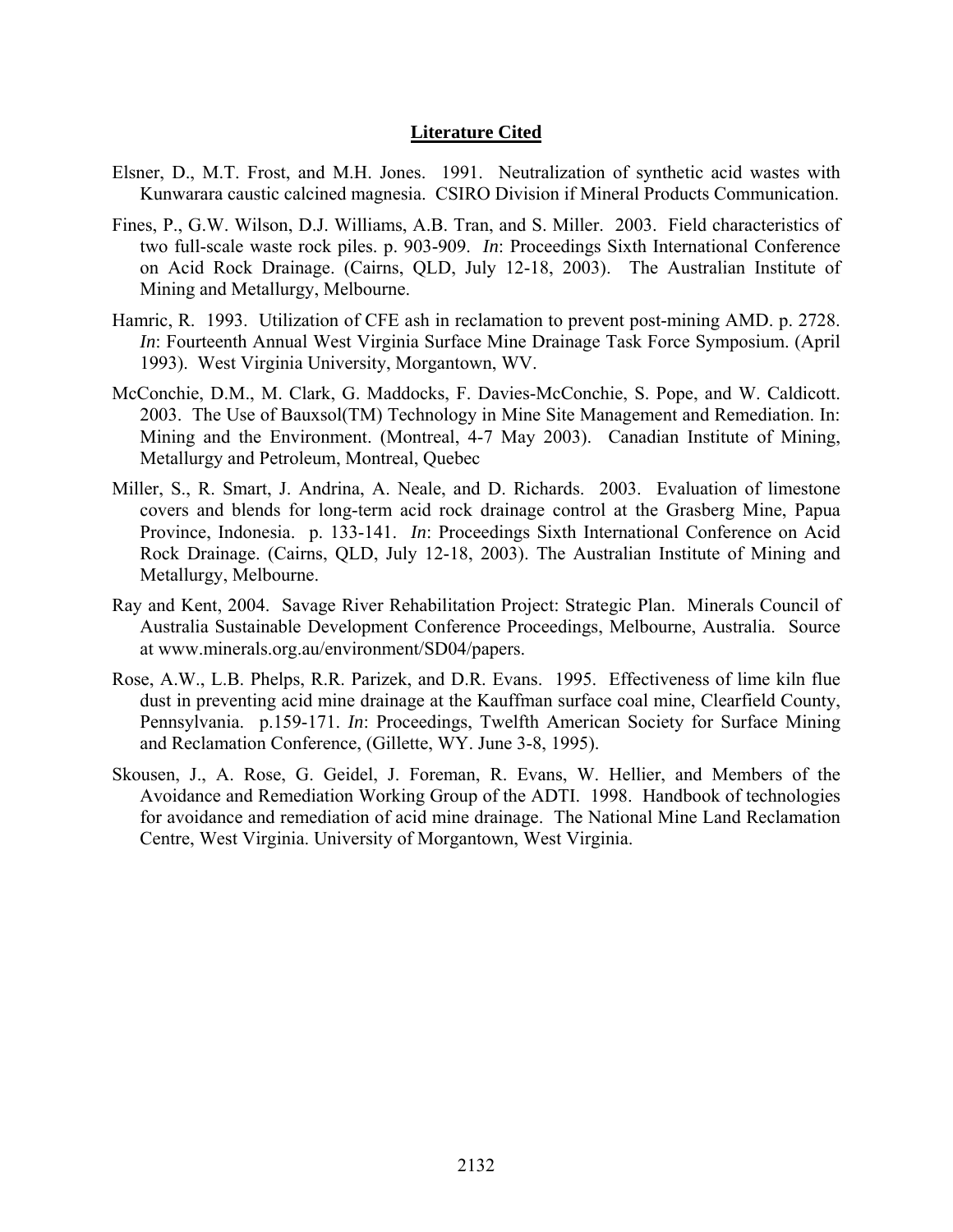## Literature Cited

Elsner, D., M.T. Frost, and M.H. Jones. 1991. Neutralization of synthetic acid wastes with Kunwarara caustic calcined magnesia. CSIRO Division if Mineral Products Communication.

Fines, P., G.W. Wilson, D.J. Williams, A.B. Tran, and S. Miller. 2003. Field characteristics of two full-scale waste rock piles. p. 903-909. *In*: Proceedings Sixth International Conference on Acid Rock Drainage. (Cairns, QLD, July 12-18, 2003). The Australian Institute of Mining and Metallurgy, Melbourne.

Hamric, R. 1993. Utilization of CFE ash in reclamation to prevent post-mining AMD. p. 2728. *In*: Fourteenth Annual West Virginia Surface Mine Drainage Task Force Symposium. (April 1993). West Virginia University, Morgantown, WV.

McConchie, D.M., M. Clark, G. Maddocks, F. Davies-McConchie, S. Pope, and W. Caldicott. 2003. The Use of Bauxsol(TM) Technology in Mine Site Management and Remediation. In: Mining and the Environment. (Montreal, 4-7 May 2003). Canadian Institute of Mining, Metallurgy and Petroleum, Montreal, Quebec

Miller, S., R. Smart, J. Andrina, A. Neale, and D. Richards. 2003. Evaluation of limestone covers and blends for long-term acid rock drainage control at the Grasberg Mine, Papua Province, Indonesia. p. 133-141. *In*: Proceedings Sixth International Conference on Acid Rock Drainage. (Cairns, QLD, July 12-18, 2003). The Australian Institute of Mining and Metallurgy, Melbourne.

Ray and Kent, 2004. Savage River Rehabilitation Project: Strategic Plan. Minerals Council of Australia Sustainable Development Conference Proceedings, Melbourne, Australia. Source at www.minerals.org.au/environment/SD04/papers.

Rose, A.W., L.B. Phelps, R.R. Parizek, and D.R. Evans. 1995. Effectiveness of lime kiln flue dust in preventing acid mine drainage at the Kauffman surface coal mine, Clearfield County, Pennsylvania. p.159-171. *In*: Proceedings, Twelfth American Society for Surface Mining and Reclamation Conference, (Gillette, WY. June 3-8, 1995).

Skousen, J., A. Rose, G. Geidel, J. Foreman, R. Evans, W. Hellier, and Members of the Avoidance and Remediation Working Group of the ADTI. 1998. Handbook of technologies for avoidance and remediation of acid mine drainage. The National Mine Land Reclamation Centre, West Virginia. University of Morgantown, West Virginia.